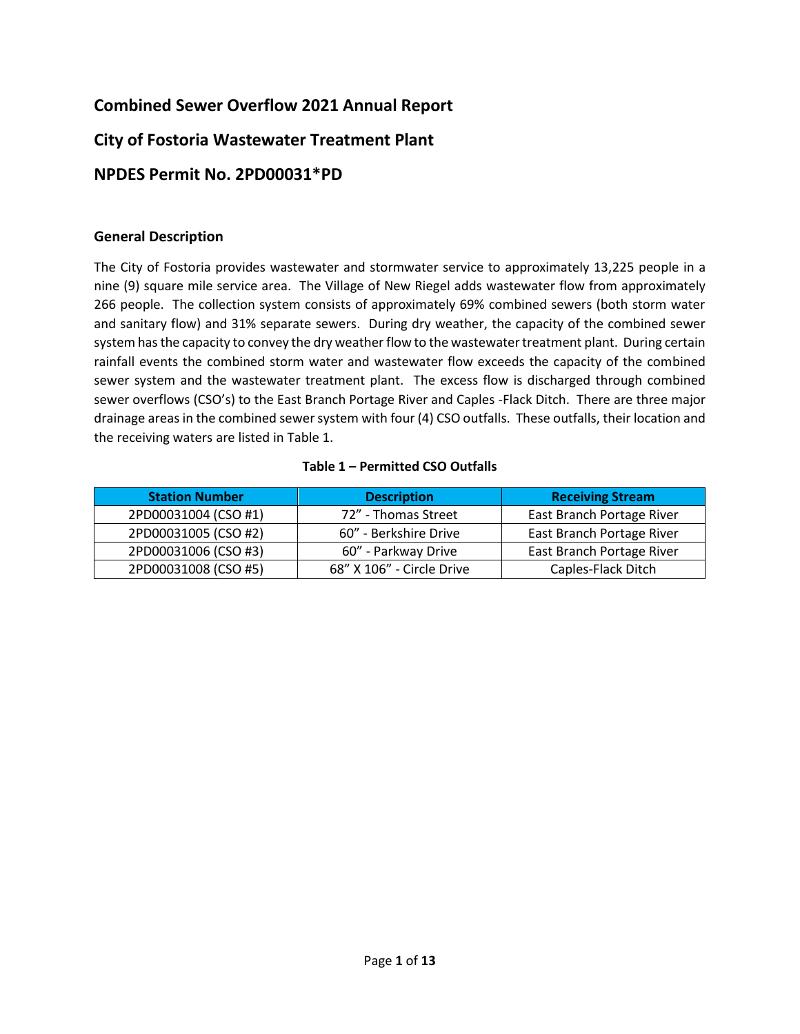# Combined Sewer Overflow 2021 Annual Report

# City of Fostoria Wastewater Treatment Plant

# NPDES Permit No. 2PD00031*PD

## General Description

The City of Fostoria provides wastewater and stormwater service to approximately 13,225 people in a nine (9) square mile service area. The Village of New Riegel adds wastewater flow from approximately 266 people. The collection system consists of approximately 69% combined sewers (both storm water and sanitary flow) and 31% separate sewers. During dry weather, the capacity of the combined sewer system has the capacity to convey the dry weather flow to the wastewater treatment plant. During certain rainfall events the combined storm water and wastewater flow exceeds the capacity of the combined sewer system and the wastewater treatment plant. The excess flow is discharged through combined sewer overflows (CSO's) to the East Branch Portage River and Caples -Flack Ditch. There are three major drainage areas in the combined sewer system with four (4) CSO outfalls. These outfalls, their location and the receiving waters are listed in Table 1.

**Table 1 – Permitted CSO Outfalls**

| Station Number | Description | Receiving Stream |
|---|---|---|
| 2PD00031004 (CSO #1) | 72" - Thomas Street | East Branch Portage River |
| 2PD00031005 (CSO #2) | 60" - Berkshire Drive | East Branch Portage River |
| 2PD00031006 (CSO #3) | 60" - Parkway Drive | East Branch Portage River |
| 2PD00031008 (CSO #5) | 68" X 106" - Circle Drive | Caples-Flack Ditch |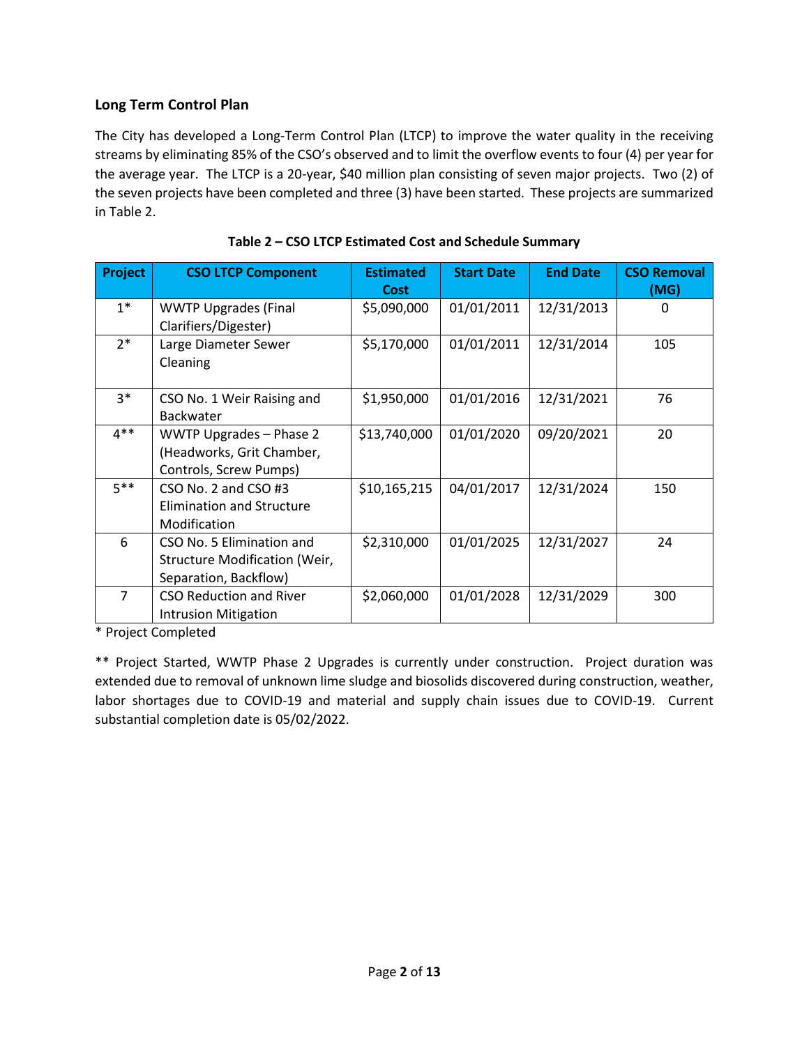### Long Term Control Plan

The City has developed a Long-Term Control Plan (LTCP) to improve the water quality in the receiving streams by eliminating 85% of the CSO's observed and to limit the overflow events to four (4) per year for the average year. The LTCP is a 20-year, $40 million plan consisting of seven major projects. Two (2) of the seven projects have been completed and three (3) have been started. These projects are summarized in Table 2.

**Table 2 – CSO LTCP Estimated Cost and Schedule Summary**

| Project | CSO LTCP Component | Estimated Cost | Start Date | End Date | CSO Removal (MG) |
|---|---|---|---|---|---|
| 1* | WWTP Upgrades (Final Clarifiers/Digester) | $5,090,000 | 01/01/2011 | 12/31/2013 | 0 |
| 2* | Large Diameter Sewer Cleaning | $5,170,000 | 01/01/2011 | 12/31/2014 | 105 |
| 3* | CSO No. 1 Weir Raising and Backwater | $1,950,000 | 01/01/2016 | 12/31/2021 | 76 |
| 4** | WWTP Upgrades – Phase 2 (Headworks, Grit Chamber, Controls, Screw Pumps) | $13,740,000 | 01/01/2020 | 09/20/2021 | 20 |
| 5** | CSO No. 2 and CSO #3 Elimination and Structure Modification | $10,165,215 | 04/01/2017 | 12/31/2024 | 150 |
| 6 | CSO No. 5 Elimination and Structure Modification (Weir, Separation, Backflow) | $2,310,000 | 01/01/2025 | 12/31/2027 | 24 |
| 7 | CSO Reduction and River Intrusion Mitigation | $2,060,000 | 01/01/2028 | 12/31/2029 | 300 |

\* Project Completed

\** Project Started, WWTP Phase 2 Upgrades is currently under construction. Project duration was extended due to removal of unknown lime sludge and biosolids discovered during construction, weather, labor shortages due to COVID-19 and material and supply chain issues due to COVID-19. Current substantial completion date is 05/02/2022.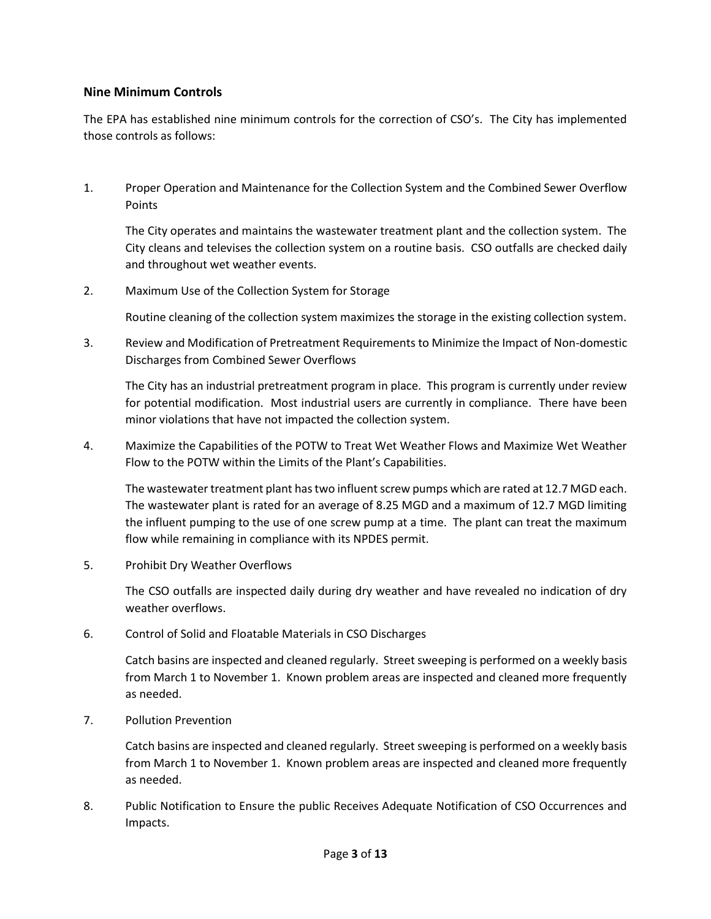## Nine Minimum Controls

The EPA has established nine minimum controls for the correction of CSO's. The City has implemented those controls as follows:

1. Proper Operation and Maintenance for the Collection System and the Combined Sewer Overflow Points

   The City operates and maintains the wastewater treatment plant and the collection system. The City cleans and televises the collection system on a routine basis. CSO outfalls are checked daily and throughout wet weather events.

2. Maximum Use of the Collection System for Storage

   Routine cleaning of the collection system maximizes the storage in the existing collection system.

3. Review and Modification of Pretreatment Requirements to Minimize the Impact of Non-domestic Discharges from Combined Sewer Overflows

   The City has an industrial pretreatment program in place. This program is currently under review for potential modification. Most industrial users are currently in compliance. There have been minor violations that have not impacted the collection system.

4. Maximize the Capabilities of the POTW to Treat Wet Weather Flows and Maximize Wet Weather Flow to the POTW within the Limits of the Plant's Capabilities.

   The wastewater treatment plant has two influent screw pumps which are rated at 12.7 MGD each. The wastewater plant is rated for an average of 8.25 MGD and a maximum of 12.7 MGD limiting the influent pumping to the use of one screw pump at a time. The plant can treat the maximum flow while remaining in compliance with its NPDES permit.

5. Prohibit Dry Weather Overflows

   The CSO outfalls are inspected daily during dry weather and have revealed no indication of dry weather overflows.

6. Control of Solid and Floatable Materials in CSO Discharges

   Catch basins are inspected and cleaned regularly. Street sweeping is performed on a weekly basis from March 1 to November 1. Known problem areas are inspected and cleaned more frequently as needed.

7. Pollution Prevention

   Catch basins are inspected and cleaned regularly. Street sweeping is performed on a weekly basis from March 1 to November 1. Known problem areas are inspected and cleaned more frequently as needed.

8. Public Notification to Ensure the public Receives Adequate Notification of CSO Occurrences and Impacts.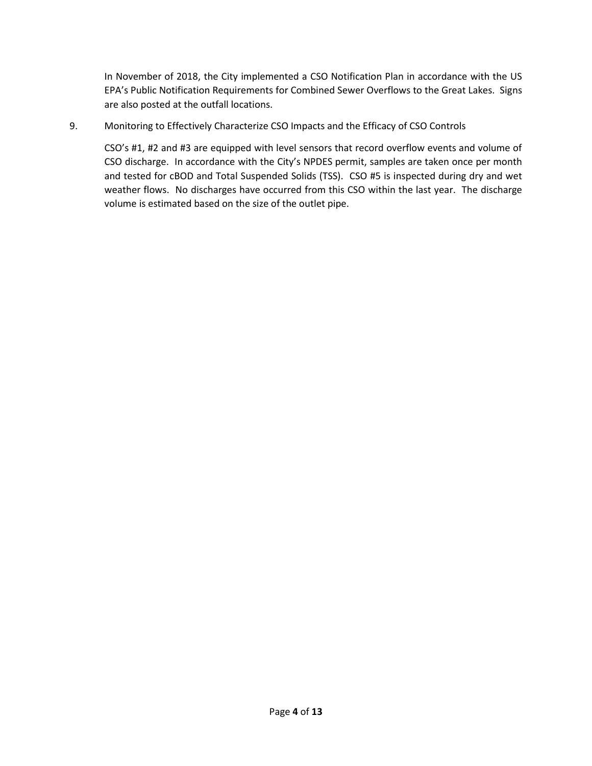In November of 2018, the City implemented a CSO Notification Plan in accordance with the US EPA's Public Notification Requirements for Combined Sewer Overflows to the Great Lakes. Signs are also posted at the outfall locations.

9. Monitoring to Effectively Characterize CSO Impacts and the Efficacy of CSO Controls

   CSO's #1, #2 and #3 are equipped with level sensors that record overflow events and volume of CSO discharge. In accordance with the City's NPDES permit, samples are taken once per month and tested for cBOD and Total Suspended Solids (TSS). CSO #5 is inspected during dry and wet weather flows. No discharges have occurred from this CSO within the last year. The discharge volume is estimated based on the size of the outlet pipe.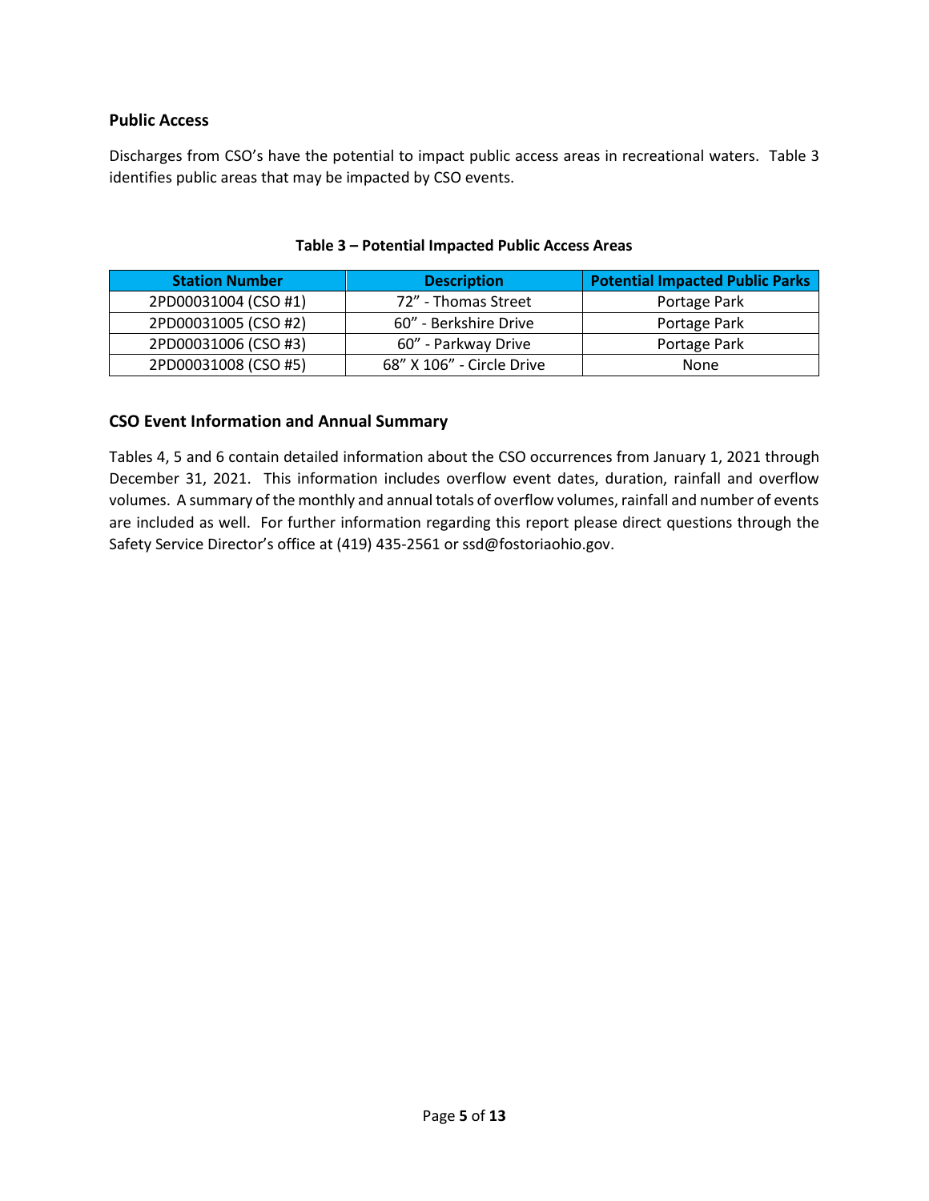## Public Access

Discharges from CSO's have the potential to impact public access areas in recreational waters. Table 3 identifies public areas that may be impacted by CSO events.

**Table 3 – Potential Impacted Public Access Areas**

| Station Number | Description | Potential Impacted Public Parks |
|---|---|---|
| 2PD00031004 (CSO #1) | 72" - Thomas Street | Portage Park |
| 2PD00031005 (CSO #2) | 60" - Berkshire Drive | Portage Park |
| 2PD00031006 (CSO #3) | 60" - Parkway Drive | Portage Park |
| 2PD00031008 (CSO #5) | 68" X 106" - Circle Drive | None |

## CSO Event Information and Annual Summary

Tables 4, 5 and 6 contain detailed information about the CSO occurrences from January 1, 2021 through December 31, 2021. This information includes overflow event dates, duration, rainfall and overflow volumes. A summary of the monthly and annual totals of overflow volumes, rainfall and number of events are included as well. For further information regarding this report please direct questions through the Safety Service Director's office at (419) 435-2561 or ssd@fostoriaohio.gov.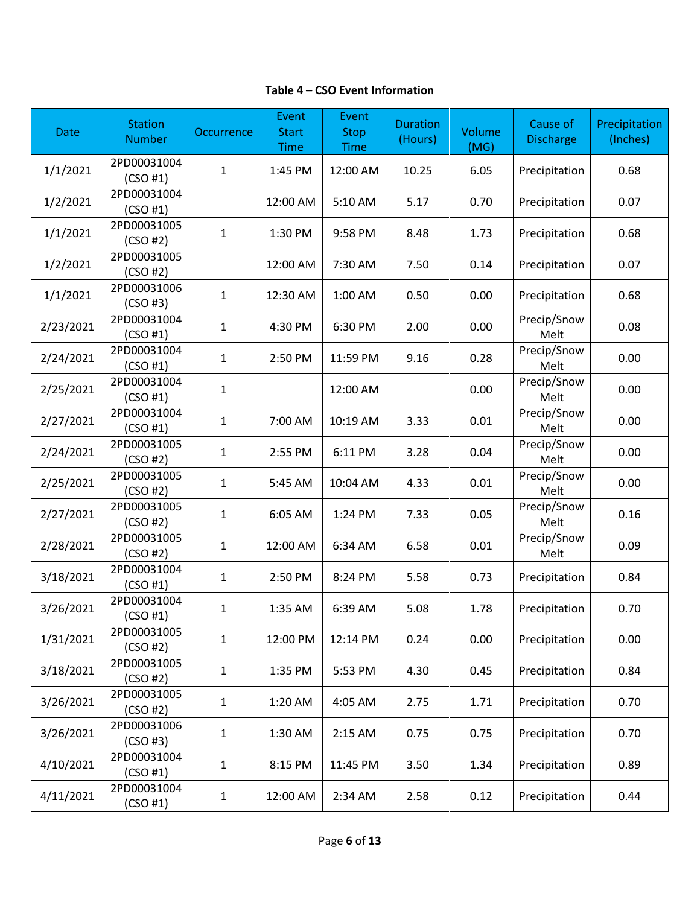**Table 4 – CSO Event Information**

| Date | Station Number | Occurrence | Event Start Time | Event Stop Time | Duration (Hours) | Volume (MG) | Cause of Discharge | Precipitation (Inches) |
|---|---|---|---|---|---|---|---|---|
| 1/1/2021 | 2PD00031004 (CSO #1) | 1 | 1:45 PM | 12:00 AM | 10.25 | 6.05 | Precipitation | 0.68 |
| 1/2/2021 | 2PD00031004 (CSO #1) | | 12:00 AM | 5:10 AM | 5.17 | 0.70 | Precipitation | 0.07 |
| 1/1/2021 | 2PD00031005 (CSO #2) | 1 | 1:30 PM | 9:58 PM | 8.48 | 1.73 | Precipitation | 0.68 |
| 1/2/2021 | 2PD00031005 (CSO #2) | | 12:00 AM | 7:30 AM | 7.50 | 0.14 | Precipitation | 0.07 |
| 1/1/2021 | 2PD00031006 (CSO #3) | 1 | 12:30 AM | 1:00 AM | 0.50 | 0.00 | Precipitation | 0.68 |
| 2/23/2021 | 2PD00031004 (CSO #1) | 1 | 4:30 PM | 6:30 PM | 2.00 | 0.00 | Precip/Snow Melt | 0.08 |
| 2/24/2021 | 2PD00031004 (CSO #1) | 1 | 2:50 PM | 11:59 PM | 9.16 | 0.28 | Precip/Snow Melt | 0.00 |
| 2/25/2021 | 2PD00031004 (CSO #1) | 1 | | 12:00 AM | | 0.00 | Precip/Snow Melt | 0.00 |
| 2/27/2021 | 2PD00031004 (CSO #1) | 1 | 7:00 AM | 10:19 AM | 3.33 | 0.01 | Precip/Snow Melt | 0.00 |
| 2/24/2021 | 2PD00031005 (CSO #2) | 1 | 2:55 PM | 6:11 PM | 3.28 | 0.04 | Precip/Snow Melt | 0.00 |
| 2/25/2021 | 2PD00031005 (CSO #2) | 1 | 5:45 AM | 10:04 AM | 4.33 | 0.01 | Precip/Snow Melt | 0.00 |
| 2/27/2021 | 2PD00031005 (CSO #2) | 1 | 6:05 AM | 1:24 PM | 7.33 | 0.05 | Precip/Snow Melt | 0.16 |
| 2/28/2021 | 2PD00031005 (CSO #2) | 1 | 12:00 AM | 6:34 AM | 6.58 | 0.01 | Precip/Snow Melt | 0.09 |
| 3/18/2021 | 2PD00031004 (CSO #1) | 1 | 2:50 PM | 8:24 PM | 5.58 | 0.73 | Precipitation | 0.84 |
| 3/26/2021 | 2PD00031004 (CSO #1) | 1 | 1:35 AM | 6:39 AM | 5.08 | 1.78 | Precipitation | 0.70 |
| 1/31/2021 | 2PD00031005 (CSO #2) | 1 | 12:00 PM | 12:14 PM | 0.24 | 0.00 | Precipitation | 0.00 |
| 3/18/2021 | 2PD00031005 (CSO #2) | 1 | 1:35 PM | 5:53 PM | 4.30 | 0.45 | Precipitation | 0.84 |
| 3/26/2021 | 2PD00031005 (CSO #2) | 1 | 1:20 AM | 4:05 AM | 2.75 | 1.71 | Precipitation | 0.70 |
| 3/26/2021 | 2PD00031006 (CSO #3) | 1 | 1:30 AM | 2:15 AM | 0.75 | 0.75 | Precipitation | 0.70 |
| 4/10/2021 | 2PD00031004 (CSO #1) | 1 | 8:15 PM | 11:45 PM | 3.50 | 1.34 | Precipitation | 0.89 |
| 4/11/2021 | 2PD00031004 (CSO #1) | 1 | 12:00 AM | 2:34 AM | 2.58 | 0.12 | Precipitation | 0.44 |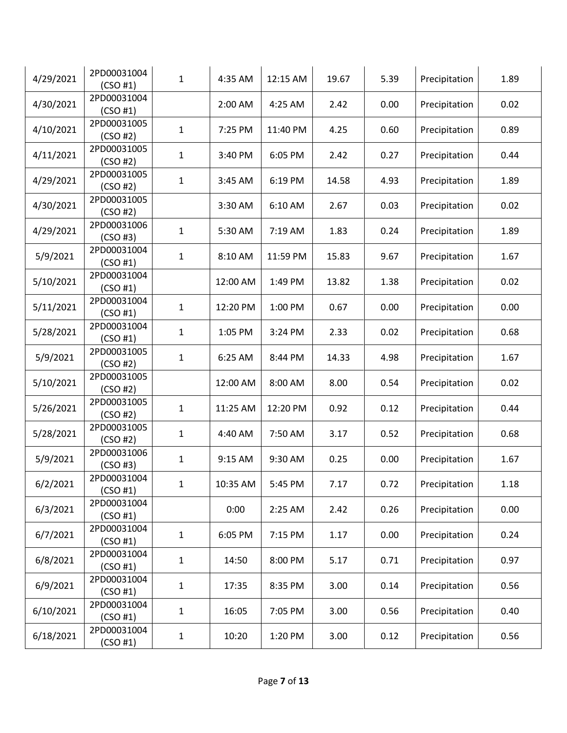| | | | | | | | | |
|---|---|---|---|---|---|---|---|---|
| 4/29/2021 | 2PD00031004 (CSO #1) | 1 | 4:35 AM | 12:15 AM | 19.67 | 5.39 | Precipitation | 1.89 |
| 4/30/2021 | 2PD00031004 (CSO #1) | | 2:00 AM | 4:25 AM | 2.42 | 0.00 | Precipitation | 0.02 |
| 4/10/2021 | 2PD00031005 (CSO #2) | 1 | 7:25 PM | 11:40 PM | 4.25 | 0.60 | Precipitation | 0.89 |
| 4/11/2021 | 2PD00031005 (CSO #2) | 1 | 3:40 PM | 6:05 PM | 2.42 | 0.27 | Precipitation | 0.44 |
| 4/29/2021 | 2PD00031005 (CSO #2) | 1 | 3:45 AM | 6:19 PM | 14.58 | 4.93 | Precipitation | 1.89 |
| 4/30/2021 | 2PD00031005 (CSO #2) | | 3:30 AM | 6:10 AM | 2.67 | 0.03 | Precipitation | 0.02 |
| 4/29/2021 | 2PD00031006 (CSO #3) | 1 | 5:30 AM | 7:19 AM | 1.83 | 0.24 | Precipitation | 1.89 |
| 5/9/2021 | 2PD00031004 (CSO #1) | 1 | 8:10 AM | 11:59 PM | 15.83 | 9.67 | Precipitation | 1.67 |
| 5/10/2021 | 2PD00031004 (CSO #1) | | 12:00 AM | 1:49 PM | 13.82 | 1.38 | Precipitation | 0.02 |
| 5/11/2021 | 2PD00031004 (CSO #1) | 1 | 12:20 PM | 1:00 PM | 0.67 | 0.00 | Precipitation | 0.00 |
| 5/28/2021 | 2PD00031004 (CSO #1) | 1 | 1:05 PM | 3:24 PM | 2.33 | 0.02 | Precipitation | 0.68 |
| 5/9/2021 | 2PD00031005 (CSO #2) | 1 | 6:25 AM | 8:44 PM | 14.33 | 4.98 | Precipitation | 1.67 |
| 5/10/2021 | 2PD00031005 (CSO #2) | | 12:00 AM | 8:00 AM | 8.00 | 0.54 | Precipitation | 0.02 |
| 5/26/2021 | 2PD00031005 (CSO #2) | 1 | 11:25 AM | 12:20 PM | 0.92 | 0.12 | Precipitation | 0.44 |
| 5/28/2021 | 2PD00031005 (CSO #2) | 1 | 4:40 AM | 7:50 AM | 3.17 | 0.52 | Precipitation | 0.68 |
| 5/9/2021 | 2PD00031006 (CSO #3) | 1 | 9:15 AM | 9:30 AM | 0.25 | 0.00 | Precipitation | 1.67 |
| 6/2/2021 | 2PD00031004 (CSO #1) | 1 | 10:35 AM | 5:45 PM | 7.17 | 0.72 | Precipitation | 1.18 |
| 6/3/2021 | 2PD00031004 (CSO #1) | | 0:00 | 2:25 AM | 2.42 | 0.26 | Precipitation | 0.00 |
| 6/7/2021 | 2PD00031004 (CSO #1) | 1 | 6:05 PM | 7:15 PM | 1.17 | 0.00 | Precipitation | 0.24 |
| 6/8/2021 | 2PD00031004 (CSO #1) | 1 | 14:50 | 8:00 PM | 5.17 | 0.71 | Precipitation | 0.97 |
| 6/9/2021 | 2PD00031004 (CSO #1) | 1 | 17:35 | 8:35 PM | 3.00 | 0.14 | Precipitation | 0.56 |
| 6/10/2021 | 2PD00031004 (CSO #1) | 1 | 16:05 | 7:05 PM | 3.00 | 0.56 | Precipitation | 0.40 |
| 6/18/2021 | 2PD00031004 (CSO #1) | 1 | 10:20 | 1:20 PM | 3.00 | 0.12 | Precipitation | 0.56 |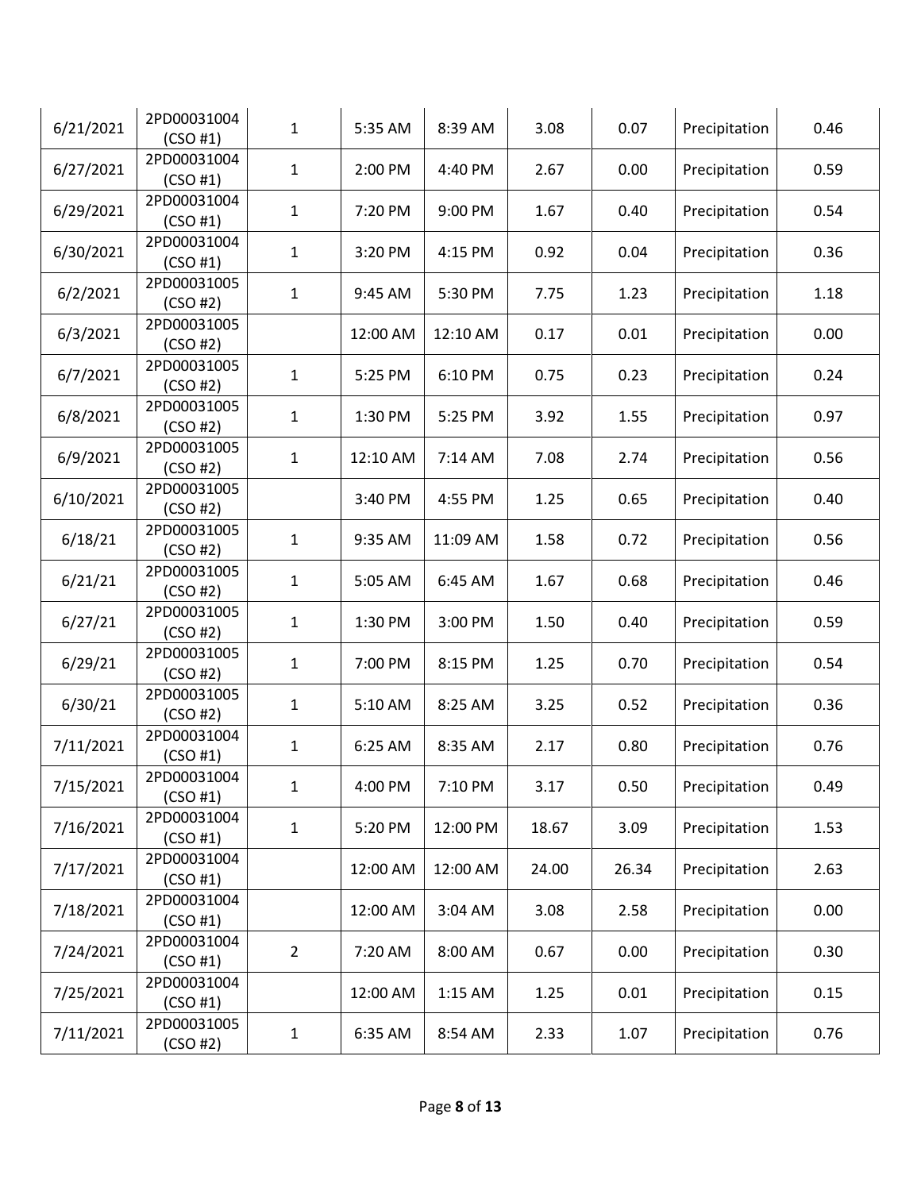| | | | | | | | | |
|---|---|---|---|---|---|---|---|---|
| 6/21/2021 | 2PD00031004 (CSO #1) | 1 | 5:35 AM | 8:39 AM | 3.08 | 0.07 | Precipitation | 0.46 |
| 6/27/2021 | 2PD00031004 (CSO #1) | 1 | 2:00 PM | 4:40 PM | 2.67 | 0.00 | Precipitation | 0.59 |
| 6/29/2021 | 2PD00031004 (CSO #1) | 1 | 7:20 PM | 9:00 PM | 1.67 | 0.40 | Precipitation | 0.54 |
| 6/30/2021 | 2PD00031004 (CSO #1) | 1 | 3:20 PM | 4:15 PM | 0.92 | 0.04 | Precipitation | 0.36 |
| 6/2/2021 | 2PD00031005 (CSO #2) | 1 | 9:45 AM | 5:30 PM | 7.75 | 1.23 | Precipitation | 1.18 |
| 6/3/2021 | 2PD00031005 (CSO #2) | | 12:00 AM | 12:10 AM | 0.17 | 0.01 | Precipitation | 0.00 |
| 6/7/2021 | 2PD00031005 (CSO #2) | 1 | 5:25 PM | 6:10 PM | 0.75 | 0.23 | Precipitation | 0.24 |
| 6/8/2021 | 2PD00031005 (CSO #2) | 1 | 1:30 PM | 5:25 PM | 3.92 | 1.55 | Precipitation | 0.97 |
| 6/9/2021 | 2PD00031005 (CSO #2) | 1 | 12:10 AM | 7:14 AM | 7.08 | 2.74 | Precipitation | 0.56 |
| 6/10/2021 | 2PD00031005 (CSO #2) | | 3:40 PM | 4:55 PM | 1.25 | 0.65 | Precipitation | 0.40 |
| 6/18/21 | 2PD00031005 (CSO #2) | 1 | 9:35 AM | 11:09 AM | 1.58 | 0.72 | Precipitation | 0.56 |
| 6/21/21 | 2PD00031005 (CSO #2) | 1 | 5:05 AM | 6:45 AM | 1.67 | 0.68 | Precipitation | 0.46 |
| 6/27/21 | 2PD00031005 (CSO #2) | 1 | 1:30 PM | 3:00 PM | 1.50 | 0.40 | Precipitation | 0.59 |
| 6/29/21 | 2PD00031005 (CSO #2) | 1 | 7:00 PM | 8:15 PM | 1.25 | 0.70 | Precipitation | 0.54 |
| 6/30/21 | 2PD00031005 (CSO #2) | 1 | 5:10 AM | 8:25 AM | 3.25 | 0.52 | Precipitation | 0.36 |
| 7/11/2021 | 2PD00031004 (CSO #1) | 1 | 6:25 AM | 8:35 AM | 2.17 | 0.80 | Precipitation | 0.76 |
| 7/15/2021 | 2PD00031004 (CSO #1) | 1 | 4:00 PM | 7:10 PM | 3.17 | 0.50 | Precipitation | 0.49 |
| 7/16/2021 | 2PD00031004 (CSO #1) | 1 | 5:20 PM | 12:00 PM | 18.67 | 3.09 | Precipitation | 1.53 |
| 7/17/2021 | 2PD00031004 (CSO #1) | | 12:00 AM | 12:00 AM | 24.00 | 26.34 | Precipitation | 2.63 |
| 7/18/2021 | 2PD00031004 (CSO #1) | | 12:00 AM | 3:04 AM | 3.08 | 2.58 | Precipitation | 0.00 |
| 7/24/2021 | 2PD00031004 (CSO #1) | 2 | 7:20 AM | 8:00 AM | 0.67 | 0.00 | Precipitation | 0.30 |
| 7/25/2021 | 2PD00031004 (CSO #1) | | 12:00 AM | 1:15 AM | 1.25 | 0.01 | Precipitation | 0.15 |
| 7/11/2021 | 2PD00031005 (CSO #2) | 1 | 6:35 AM | 8:54 AM | 2.33 | 1.07 | Precipitation | 0.76 |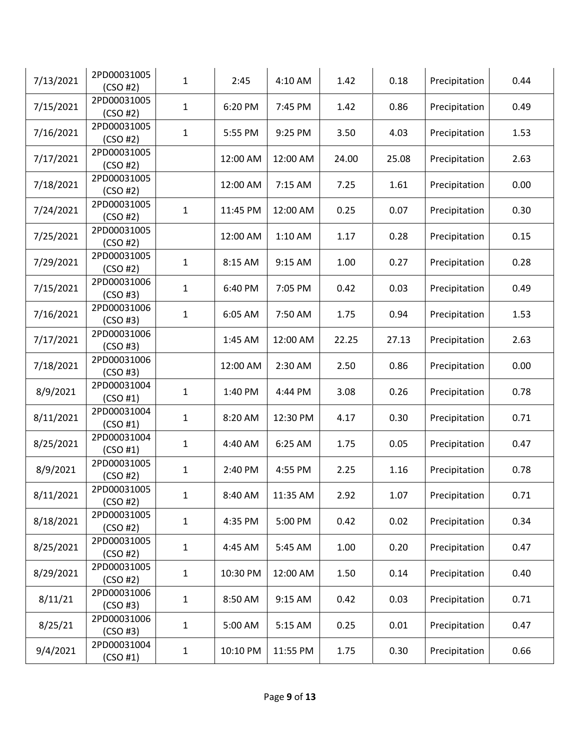| | | | | | | | | |
|---|---|---|---|---|---|---|---|---|
| 7/13/2021 | 2PD00031005 (CSO #2) | 1 | 2:45 | 4:10 AM | 1.42 | 0.18 | Precipitation | 0.44 |
| 7/15/2021 | 2PD00031005 (CSO #2) | 1 | 6:20 PM | 7:45 PM | 1.42 | 0.86 | Precipitation | 0.49 |
| 7/16/2021 | 2PD00031005 (CSO #2) | 1 | 5:55 PM | 9:25 PM | 3.50 | 4.03 | Precipitation | 1.53 |
| 7/17/2021 | 2PD00031005 (CSO #2) | | 12:00 AM | 12:00 AM | 24.00 | 25.08 | Precipitation | 2.63 |
| 7/18/2021 | 2PD00031005 (CSO #2) | | 12:00 AM | 7:15 AM | 7.25 | 1.61 | Precipitation | 0.00 |
| 7/24/2021 | 2PD00031005 (CSO #2) | 1 | 11:45 PM | 12:00 AM | 0.25 | 0.07 | Precipitation | 0.30 |
| 7/25/2021 | 2PD00031005 (CSO #2) | | 12:00 AM | 1:10 AM | 1.17 | 0.28 | Precipitation | 0.15 |
| 7/29/2021 | 2PD00031005 (CSO #2) | 1 | 8:15 AM | 9:15 AM | 1.00 | 0.27 | Precipitation | 0.28 |
| 7/15/2021 | 2PD00031006 (CSO #3) | 1 | 6:40 PM | 7:05 PM | 0.42 | 0.03 | Precipitation | 0.49 |
| 7/16/2021 | 2PD00031006 (CSO #3) | 1 | 6:05 AM | 7:50 AM | 1.75 | 0.94 | Precipitation | 1.53 |
| 7/17/2021 | 2PD00031006 (CSO #3) | | 1:45 AM | 12:00 AM | 22.25 | 27.13 | Precipitation | 2.63 |
| 7/18/2021 | 2PD00031006 (CSO #3) | | 12:00 AM | 2:30 AM | 2.50 | 0.86 | Precipitation | 0.00 |
| 8/9/2021 | 2PD00031004 (CSO #1) | 1 | 1:40 PM | 4:44 PM | 3.08 | 0.26 | Precipitation | 0.78 |
| 8/11/2021 | 2PD00031004 (CSO #1) | 1 | 8:20 AM | 12:30 PM | 4.17 | 0.30 | Precipitation | 0.71 |
| 8/25/2021 | 2PD00031004 (CSO #1) | 1 | 4:40 AM | 6:25 AM | 1.75 | 0.05 | Precipitation | 0.47 |
| 8/9/2021 | 2PD00031005 (CSO #2) | 1 | 2:40 PM | 4:55 PM | 2.25 | 1.16 | Precipitation | 0.78 |
| 8/11/2021 | 2PD00031005 (CSO #2) | 1 | 8:40 AM | 11:35 AM | 2.92 | 1.07 | Precipitation | 0.71 |
| 8/18/2021 | 2PD00031005 (CSO #2) | 1 | 4:35 PM | 5:00 PM | 0.42 | 0.02 | Precipitation | 0.34 |
| 8/25/2021 | 2PD00031005 (CSO #2) | 1 | 4:45 AM | 5:45 AM | 1.00 | 0.20 | Precipitation | 0.47 |
| 8/29/2021 | 2PD00031005 (CSO #2) | 1 | 10:30 PM | 12:00 AM | 1.50 | 0.14 | Precipitation | 0.40 |
| 8/11/21 | 2PD00031006 (CSO #3) | 1 | 8:50 AM | 9:15 AM | 0.42 | 0.03 | Precipitation | 0.71 |
| 8/25/21 | 2PD00031006 (CSO #3) | 1 | 5:00 AM | 5:15 AM | 0.25 | 0.01 | Precipitation | 0.47 |
| 9/4/2021 | 2PD00031004 (CSO #1) | 1 | 10:10 PM | 11:55 PM | 1.75 | 0.30 | Precipitation | 0.66 |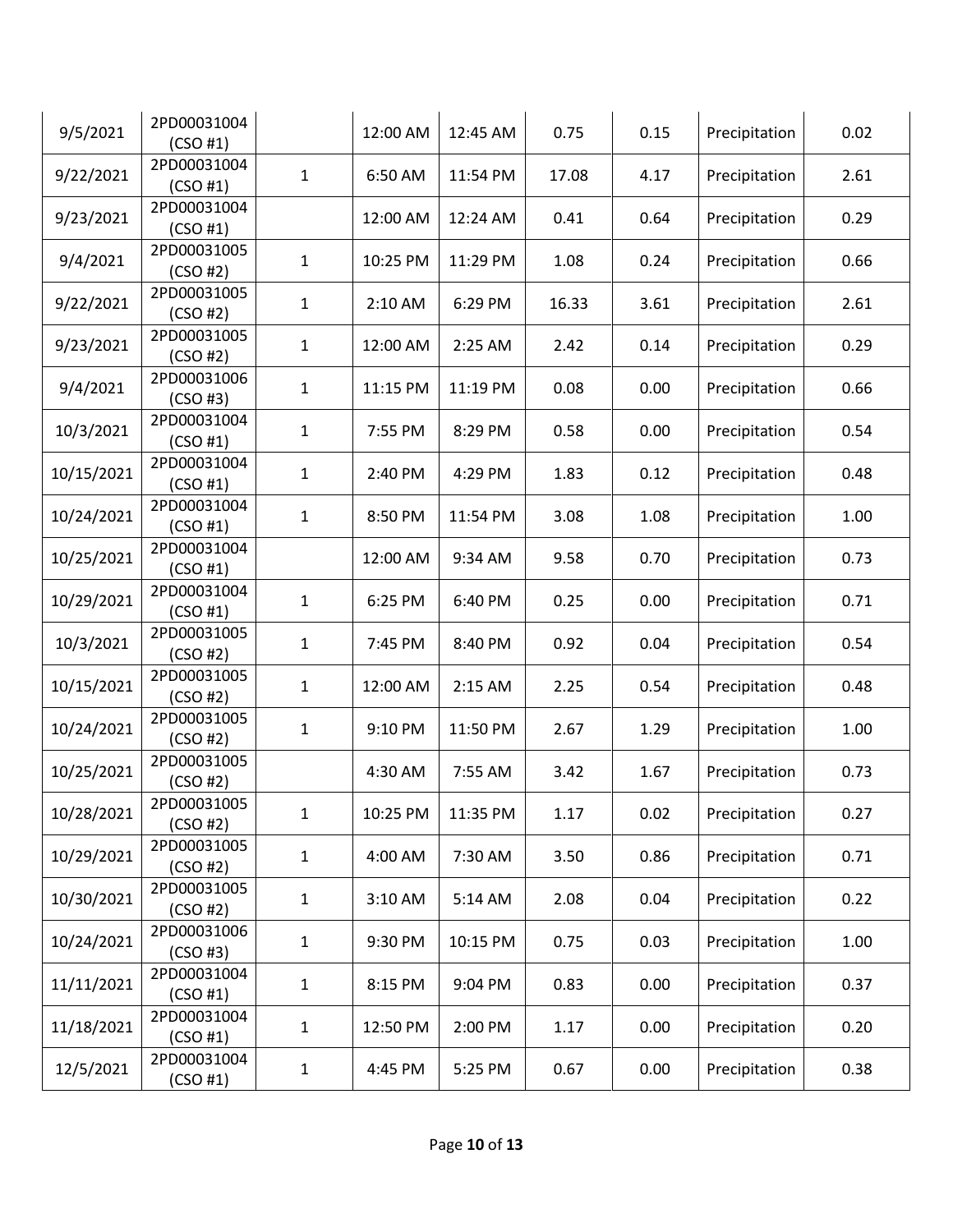| | | | | | | | | |
|---|---|---|---|---|---|---|---|---|
| 9/5/2021 | 2PD00031004 (CSO #1) | | 12:00 AM | 12:45 AM | 0.75 | 0.15 | Precipitation | 0.02 |
| 9/22/2021 | 2PD00031004 (CSO #1) | 1 | 6:50 AM | 11:54 PM | 17.08 | 4.17 | Precipitation | 2.61 |
| 9/23/2021 | 2PD00031004 (CSO #1) | | 12:00 AM | 12:24 AM | 0.41 | 0.64 | Precipitation | 0.29 |
| 9/4/2021 | 2PD00031005 (CSO #2) | 1 | 10:25 PM | 11:29 PM | 1.08 | 0.24 | Precipitation | 0.66 |
| 9/22/2021 | 2PD00031005 (CSO #2) | 1 | 2:10 AM | 6:29 PM | 16.33 | 3.61 | Precipitation | 2.61 |
| 9/23/2021 | 2PD00031005 (CSO #2) | 1 | 12:00 AM | 2:25 AM | 2.42 | 0.14 | Precipitation | 0.29 |
| 9/4/2021 | 2PD00031006 (CSO #3) | 1 | 11:15 PM | 11:19 PM | 0.08 | 0.00 | Precipitation | 0.66 |
| 10/3/2021 | 2PD00031004 (CSO #1) | 1 | 7:55 PM | 8:29 PM | 0.58 | 0.00 | Precipitation | 0.54 |
| 10/15/2021 | 2PD00031004 (CSO #1) | 1 | 2:40 PM | 4:29 PM | 1.83 | 0.12 | Precipitation | 0.48 |
| 10/24/2021 | 2PD00031004 (CSO #1) | 1 | 8:50 PM | 11:54 PM | 3.08 | 1.08 | Precipitation | 1.00 |
| 10/25/2021 | 2PD00031004 (CSO #1) | | 12:00 AM | 9:34 AM | 9.58 | 0.70 | Precipitation | 0.73 |
| 10/29/2021 | 2PD00031004 (CSO #1) | 1 | 6:25 PM | 6:40 PM | 0.25 | 0.00 | Precipitation | 0.71 |
| 10/3/2021 | 2PD00031005 (CSO #2) | 1 | 7:45 PM | 8:40 PM | 0.92 | 0.04 | Precipitation | 0.54 |
| 10/15/2021 | 2PD00031005 (CSO #2) | 1 | 12:00 AM | 2:15 AM | 2.25 | 0.54 | Precipitation | 0.48 |
| 10/24/2021 | 2PD00031005 (CSO #2) | 1 | 9:10 PM | 11:50 PM | 2.67 | 1.29 | Precipitation | 1.00 |
| 10/25/2021 | 2PD00031005 (CSO #2) | | 4:30 AM | 7:55 AM | 3.42 | 1.67 | Precipitation | 0.73 |
| 10/28/2021 | 2PD00031005 (CSO #2) | 1 | 10:25 PM | 11:35 PM | 1.17 | 0.02 | Precipitation | 0.27 |
| 10/29/2021 | 2PD00031005 (CSO #2) | 1 | 4:00 AM | 7:30 AM | 3.50 | 0.86 | Precipitation | 0.71 |
| 10/30/2021 | 2PD00031005 (CSO #2) | 1 | 3:10 AM | 5:14 AM | 2.08 | 0.04 | Precipitation | 0.22 |
| 10/24/2021 | 2PD00031006 (CSO #3) | 1 | 9:30 PM | 10:15 PM | 0.75 | 0.03 | Precipitation | 1.00 |
| 11/11/2021 | 2PD00031004 (CSO #1) | 1 | 8:15 PM | 9:04 PM | 0.83 | 0.00 | Precipitation | 0.37 |
| 11/18/2021 | 2PD00031004 (CSO #1) | 1 | 12:50 PM | 2:00 PM | 1.17 | 0.00 | Precipitation | 0.20 |
| 12/5/2021 | 2PD00031004 (CSO #1) | 1 | 4:45 PM | 5:25 PM | 0.67 | 0.00 | Precipitation | 0.38 |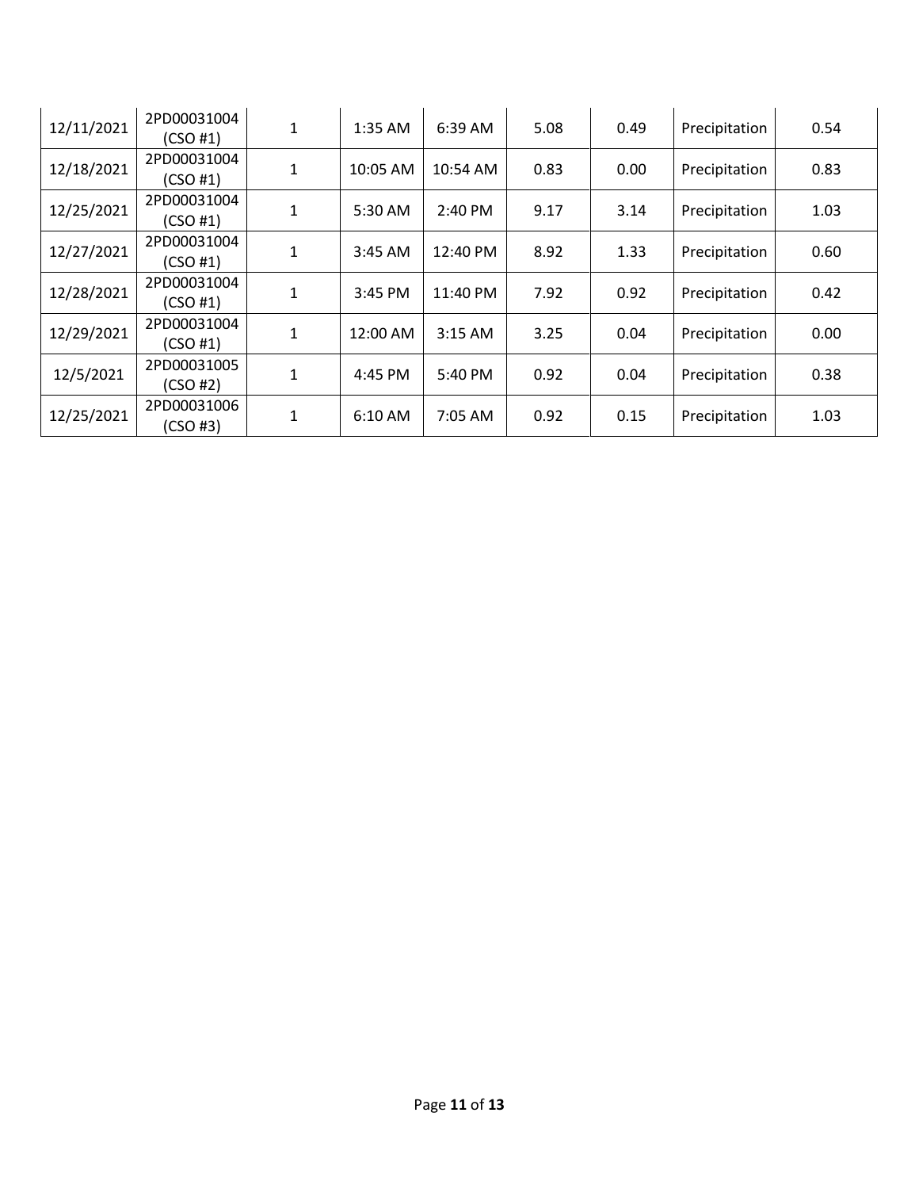| | | | | | | | | |
|---|---|---|---|---|---|---|---|---|
| 12/11/2021 | 2PD00031004 (CSO #1) | 1 | 1:35 AM | 6:39 AM | 5.08 | 0.49 | Precipitation | 0.54 |
| 12/18/2021 | 2PD00031004 (CSO #1) | 1 | 10:05 AM | 10:54 AM | 0.83 | 0.00 | Precipitation | 0.83 |
| 12/25/2021 | 2PD00031004 (CSO #1) | 1 | 5:30 AM | 2:40 PM | 9.17 | 3.14 | Precipitation | 1.03 |
| 12/27/2021 | 2PD00031004 (CSO #1) | 1 | 3:45 AM | 12:40 PM | 8.92 | 1.33 | Precipitation | 0.60 |
| 12/28/2021 | 2PD00031004 (CSO #1) | 1 | 3:45 PM | 11:40 PM | 7.92 | 0.92 | Precipitation | 0.42 |
| 12/29/2021 | 2PD00031004 (CSO #1) | 1 | 12:00 AM | 3:15 AM | 3.25 | 0.04 | Precipitation | 0.00 |
| 12/5/2021 | 2PD00031005 (CSO #2) | 1 | 4:45 PM | 5:40 PM | 0.92 | 0.04 | Precipitation | 0.38 |
| 12/25/2021 | 2PD00031006 (CSO #3) | 1 | 6:10 AM | 7:05 AM | 0.92 | 0.15 | Precipitation | 1.03 |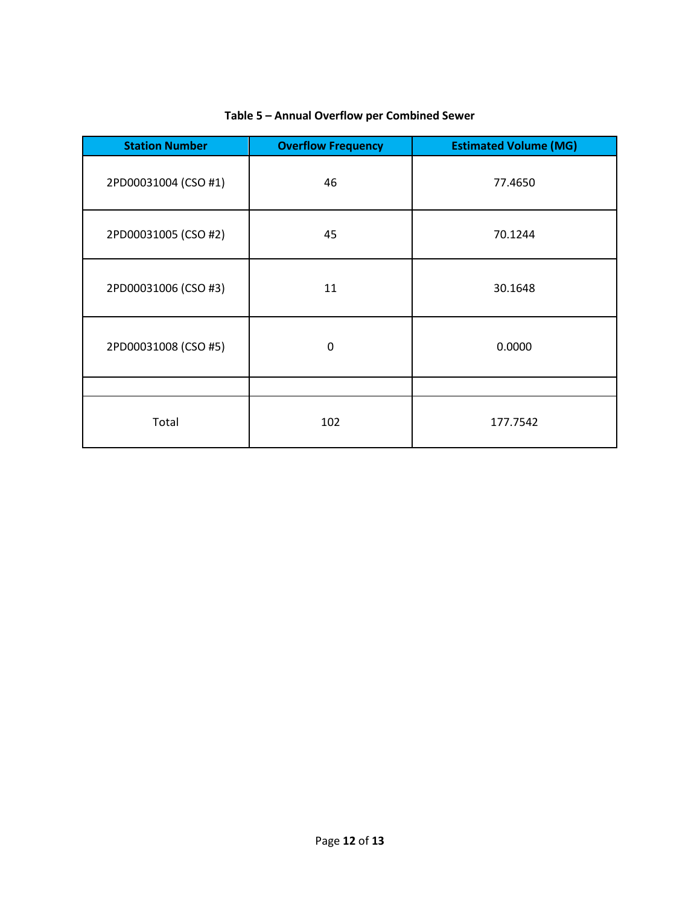**Table 5 – Annual Overflow per Combined Sewer**

| Station Number | Overflow Frequency | Estimated Volume (MG) |
|---|---|---|
| 2PD00031004 (CSO #1) | 46 | 77.4650 |
| 2PD00031005 (CSO #2) | 45 | 70.1244 |
| 2PD00031006 (CSO #3) | 11 | 30.1648 |
| 2PD00031008 (CSO #5) | 0 | 0.0000 |
| | | |
| Total | 102 | 177.7542 |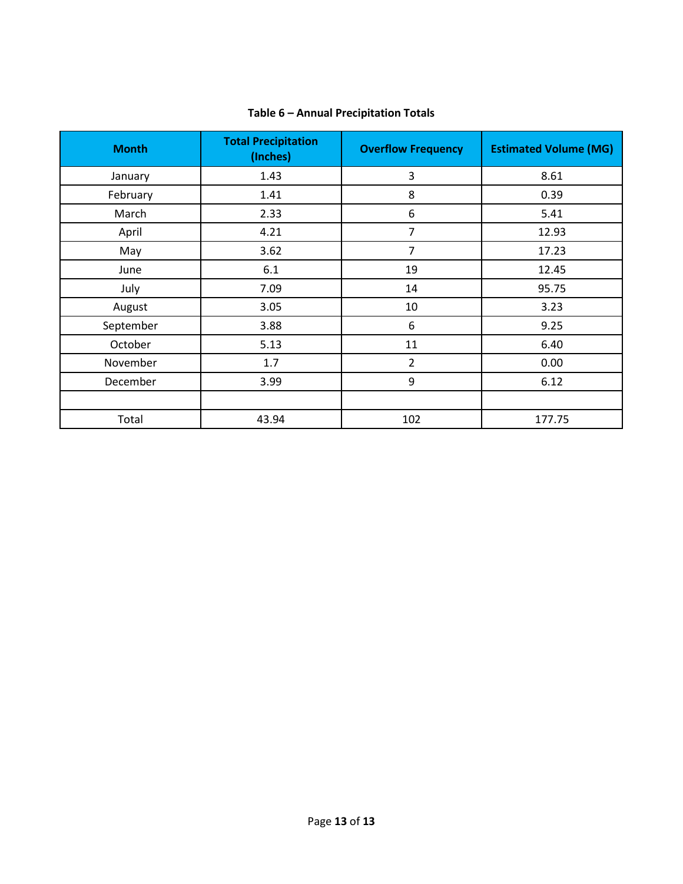**Table 6 – Annual Precipitation Totals**

| Month | Total Precipitation (Inches) | Overflow Frequency | Estimated Volume (MG) |
|---|---|---|---|
| January | 1.43 | 3 | 8.61 |
| February | 1.41 | 8 | 0.39 |
| March | 2.33 | 6 | 5.41 |
| April | 4.21 | 7 | 12.93 |
| May | 3.62 | 7 | 17.23 |
| June | 6.1 | 19 | 12.45 |
| July | 7.09 | 14 | 95.75 |
| August | 3.05 | 10 | 3.23 |
| September | 3.88 | 6 | 9.25 |
| October | 5.13 | 11 | 6.40 |
| November | 1.7 | 2 | 0.00 |
| December | 3.99 | 9 | 6.12 |
| | | | |
| Total | 43.94 | 102 | 177.75 |